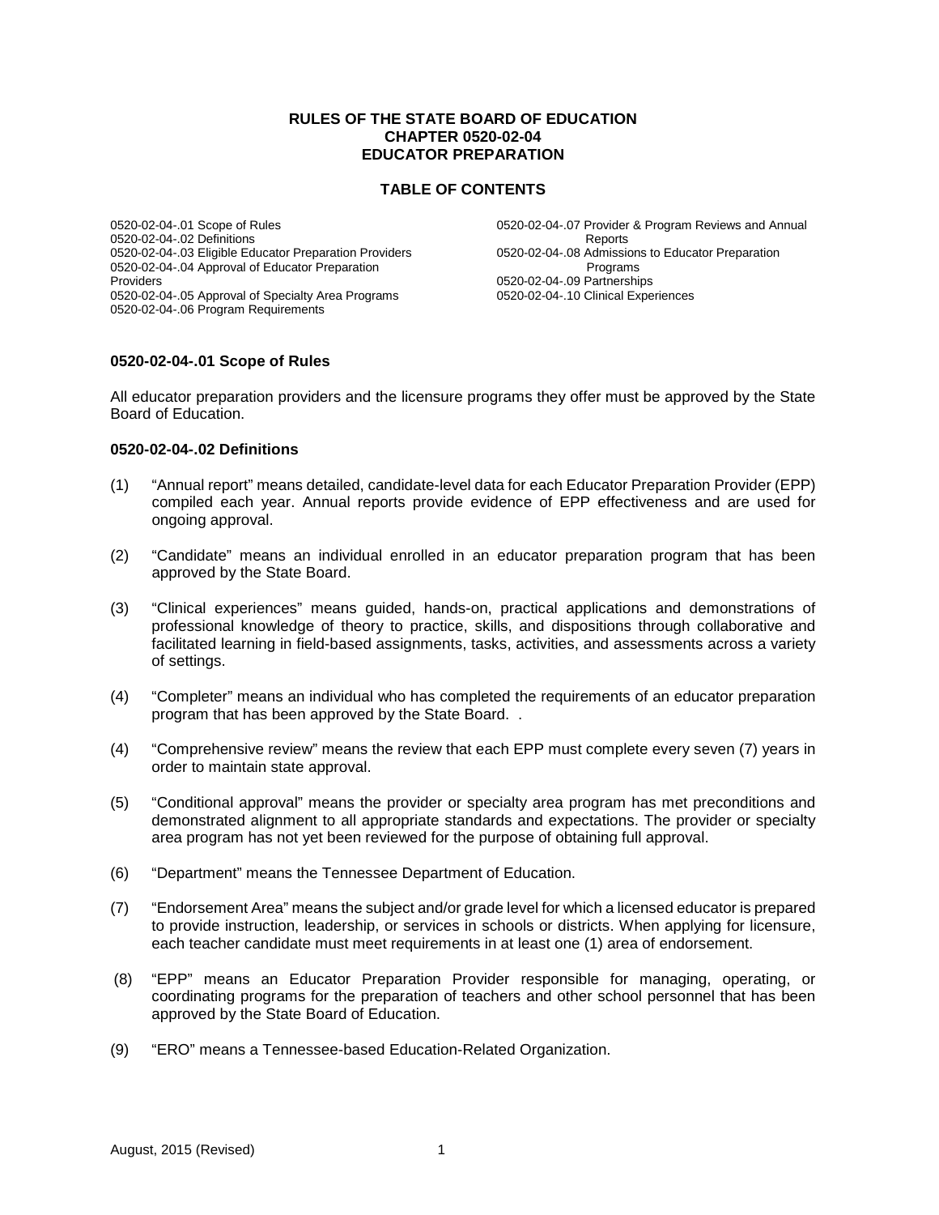**RULES OF THE STATE BOARD OF EDUCATION**
**CHAPTER 0520-02-04**
**EDUCATOR PREPARATION**

**TABLE OF CONTENTS**

0520-02-04-.01 Scope of Rules
0520-02-04-.02 Definitions
0520-02-04-.03 Eligible Educator Preparation Providers
0520-02-04-.04 Approval of Educator Preparation Providers
0520-02-04-.05 Approval of Specialty Area Programs
0520-02-04-.06 Program Requirements
0520-02-04-.07 Provider & Program Reviews and Annual Reports
0520-02-04-.08 Admissions to Educator Preparation Programs
0520-02-04-.09 Partnerships
0520-02-04-.10 Clinical Experiences

**0520-02-04-.01 Scope of Rules**

All educator preparation providers and the licensure programs they offer must be approved by the State Board of Education.

**0520-02-04-.02 Definitions**

(1) "Annual report" means detailed, candidate-level data for each Educator Preparation Provider (EPP) compiled each year. Annual reports provide evidence of EPP effectiveness and are used for ongoing approval.

(2) "Candidate" means an individual enrolled in an educator preparation program that has been approved by the State Board.

(3) "Clinical experiences" means guided, hands-on, practical applications and demonstrations of professional knowledge of theory to practice, skills, and dispositions through collaborative and facilitated learning in field-based assignments, tasks, activities, and assessments across a variety of settings.

(4) "Completer" means an individual who has completed the requirements of an educator preparation program that has been approved by the State Board. .

(4) "Comprehensive review" means the review that each EPP must complete every seven (7) years in order to maintain state approval.

(5) "Conditional approval" means the provider or specialty area program has met preconditions and demonstrated alignment to all appropriate standards and expectations. The provider or specialty area program has not yet been reviewed for the purpose of obtaining full approval.

(6) "Department" means the Tennessee Department of Education.

(7) "Endorsement Area" means the subject and/or grade level for which a licensed educator is prepared to provide instruction, leadership, or services in schools or districts. When applying for licensure, each teacher candidate must meet requirements in at least one (1) area of endorsement.

(8) "EPP" means an Educator Preparation Provider responsible for managing, operating, or coordinating programs for the preparation of teachers and other school personnel that has been approved by the State Board of Education.

(9) "ERO" means a Tennessee-based Education-Related Organization.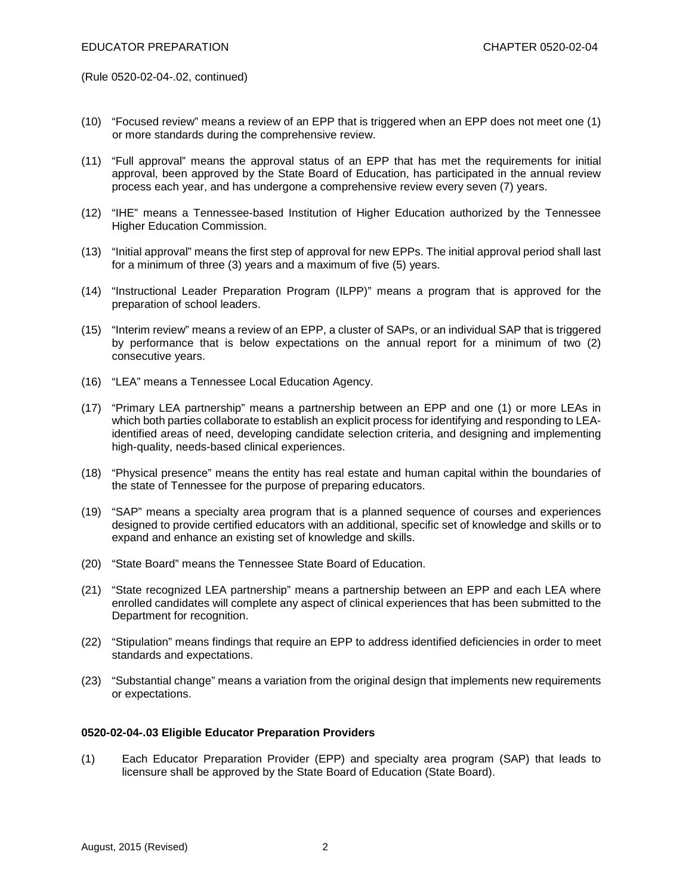(Rule 0520-02-04-.02, continued)

(10) "Focused review" means a review of an EPP that is triggered when an EPP does not meet one (1) or more standards during the comprehensive review.

(11) "Full approval" means the approval status of an EPP that has met the requirements for initial approval, been approved by the State Board of Education, has participated in the annual review process each year, and has undergone a comprehensive review every seven (7) years.

(12) "IHE" means a Tennessee-based Institution of Higher Education authorized by the Tennessee Higher Education Commission.

(13) "Initial approval" means the first step of approval for new EPPs. The initial approval period shall last for a minimum of three (3) years and a maximum of five (5) years.

(14) "Instructional Leader Preparation Program (ILPP)" means a program that is approved for the preparation of school leaders.

(15) "Interim review" means a review of an EPP, a cluster of SAPs, or an individual SAP that is triggered by performance that is below expectations on the annual report for a minimum of two (2) consecutive years.

(16) "LEA" means a Tennessee Local Education Agency.

(17) "Primary LEA partnership" means a partnership between an EPP and one (1) or more LEAs in which both parties collaborate to establish an explicit process for identifying and responding to LEA-identified areas of need, developing candidate selection criteria, and designing and implementing high-quality, needs-based clinical experiences.

(18) "Physical presence" means the entity has real estate and human capital within the boundaries of the state of Tennessee for the purpose of preparing educators.

(19) "SAP" means a specialty area program that is a planned sequence of courses and experiences designed to provide certified educators with an additional, specific set of knowledge and skills or to expand and enhance an existing set of knowledge and skills.

(20) "State Board" means the Tennessee State Board of Education.

(21) "State recognized LEA partnership" means a partnership between an EPP and each LEA where enrolled candidates will complete any aspect of clinical experiences that has been submitted to the Department for recognition.

(22) "Stipulation" means findings that require an EPP to address identified deficiencies in order to meet standards and expectations.

(23) "Substantial change" means a variation from the original design that implements new requirements or expectations.

**0520-02-04-.03 Eligible Educator Preparation Providers**

(1) Each Educator Preparation Provider (EPP) and specialty area program (SAP) that leads to licensure shall be approved by the State Board of Education (State Board).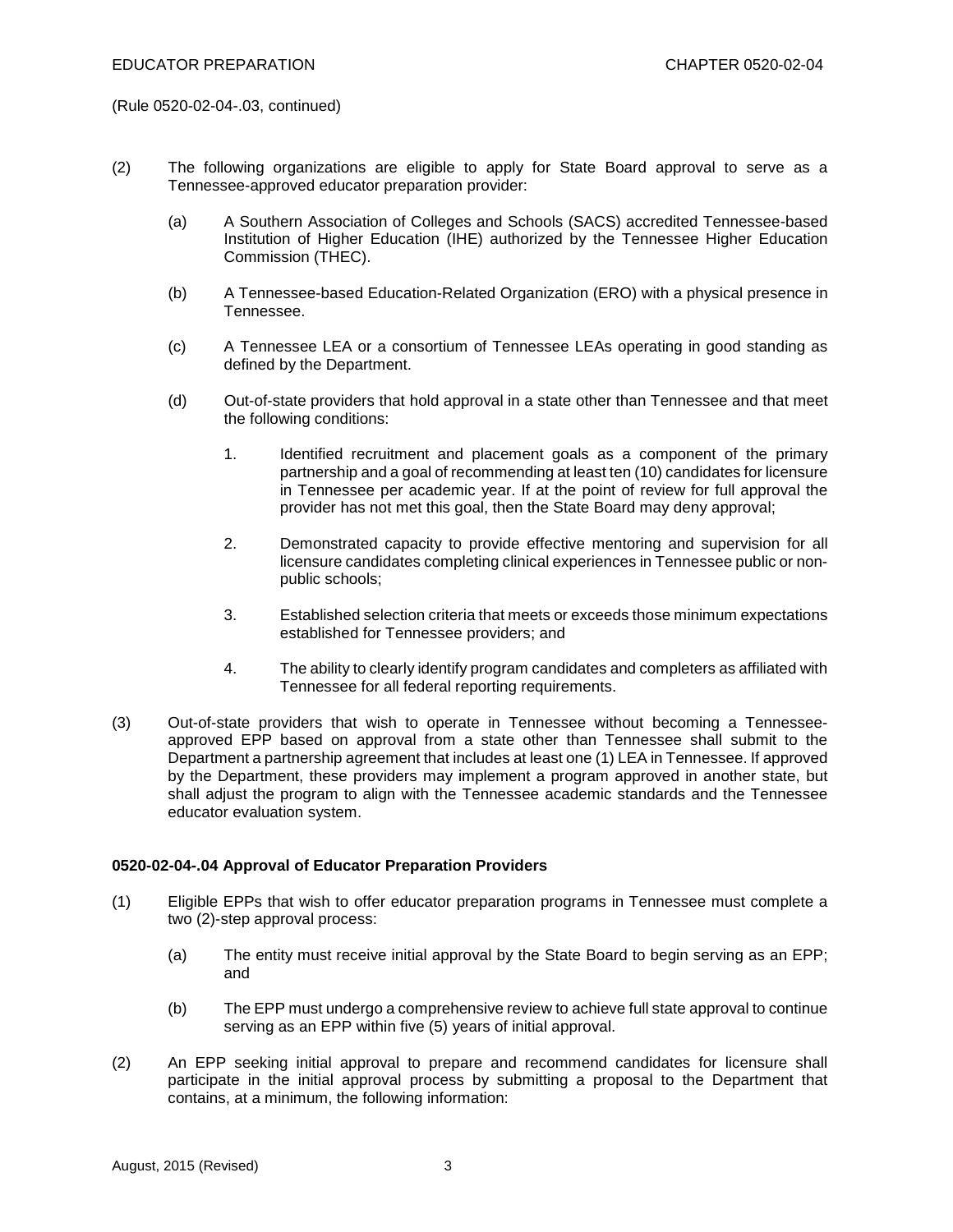(Rule 0520-02-04-.03, continued)

(2) The following organizations are eligible to apply for State Board approval to serve as a Tennessee-approved educator preparation provider:

  (a) A Southern Association of Colleges and Schools (SACS) accredited Tennessee-based Institution of Higher Education (IHE) authorized by the Tennessee Higher Education Commission (THEC).

  (b) A Tennessee-based Education-Related Organization (ERO) with a physical presence in Tennessee.

  (c) A Tennessee LEA or a consortium of Tennessee LEAs operating in good standing as defined by the Department.

  (d) Out-of-state providers that hold approval in a state other than Tennessee and that meet the following conditions:

    1. Identified recruitment and placement goals as a component of the primary partnership and a goal of recommending at least ten (10) candidates for licensure in Tennessee per academic year. If at the point of review for full approval the provider has not met this goal, then the State Board may deny approval;

    2. Demonstrated capacity to provide effective mentoring and supervision for all licensure candidates completing clinical experiences in Tennessee public or non-public schools;

    3. Established selection criteria that meets or exceeds those minimum expectations established for Tennessee providers; and

    4. The ability to clearly identify program candidates and completers as affiliated with Tennessee for all federal reporting requirements.

(3) Out-of-state providers that wish to operate in Tennessee without becoming a Tennessee-approved EPP based on approval from a state other than Tennessee shall submit to the Department a partnership agreement that includes at least one (1) LEA in Tennessee. If approved by the Department, these providers may implement a program approved in another state, but shall adjust the program to align with the Tennessee academic standards and the Tennessee educator evaluation system.

**0520-02-04-.04 Approval of Educator Preparation Providers**

(1) Eligible EPPs that wish to offer educator preparation programs in Tennessee must complete a two (2)-step approval process:

  (a) The entity must receive initial approval by the State Board to begin serving as an EPP; and

  (b) The EPP must undergo a comprehensive review to achieve full state approval to continue serving as an EPP within five (5) years of initial approval.

(2) An EPP seeking initial approval to prepare and recommend candidates for licensure shall participate in the initial approval process by submitting a proposal to the Department that contains, at a minimum, the following information: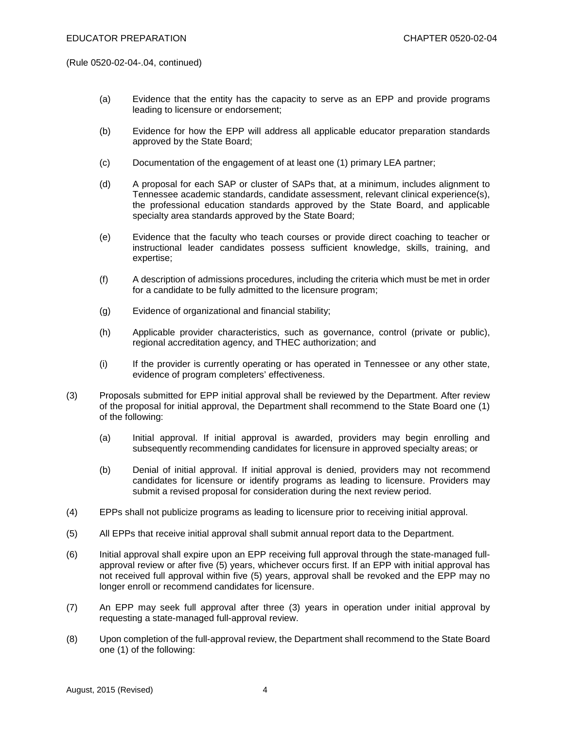(Rule 0520-02-04-.04, continued)

(a) Evidence that the entity has the capacity to serve as an EPP and provide programs leading to licensure or endorsement;

(b) Evidence for how the EPP will address all applicable educator preparation standards approved by the State Board;

(c) Documentation of the engagement of at least one (1) primary LEA partner;

(d) A proposal for each SAP or cluster of SAPs that, at a minimum, includes alignment to Tennessee academic standards, candidate assessment, relevant clinical experience(s), the professional education standards approved by the State Board, and applicable specialty area standards approved by the State Board;

(e) Evidence that the faculty who teach courses or provide direct coaching to teacher or instructional leader candidates possess sufficient knowledge, skills, training, and expertise;

(f) A description of admissions procedures, including the criteria which must be met in order for a candidate to be fully admitted to the licensure program;

(g) Evidence of organizational and financial stability;

(h) Applicable provider characteristics, such as governance, control (private or public), regional accreditation agency, and THEC authorization; and

(i) If the provider is currently operating or has operated in Tennessee or any other state, evidence of program completers' effectiveness.

(3) Proposals submitted for EPP initial approval shall be reviewed by the Department. After review of the proposal for initial approval, the Department shall recommend to the State Board one (1) of the following:

(a) Initial approval. If initial approval is awarded, providers may begin enrolling and subsequently recommending candidates for licensure in approved specialty areas; or

(b) Denial of initial approval. If initial approval is denied, providers may not recommend candidates for licensure or identify programs as leading to licensure. Providers may submit a revised proposal for consideration during the next review period.

(4) EPPs shall not publicize programs as leading to licensure prior to receiving initial approval.

(5) All EPPs that receive initial approval shall submit annual report data to the Department.

(6) Initial approval shall expire upon an EPP receiving full approval through the state-managed full-approval review or after five (5) years, whichever occurs first. If an EPP with initial approval has not received full approval within five (5) years, approval shall be revoked and the EPP may no longer enroll or recommend candidates for licensure.

(7) An EPP may seek full approval after three (3) years in operation under initial approval by requesting a state-managed full-approval review.

(8) Upon completion of the full-approval review, the Department shall recommend to the State Board one (1) of the following: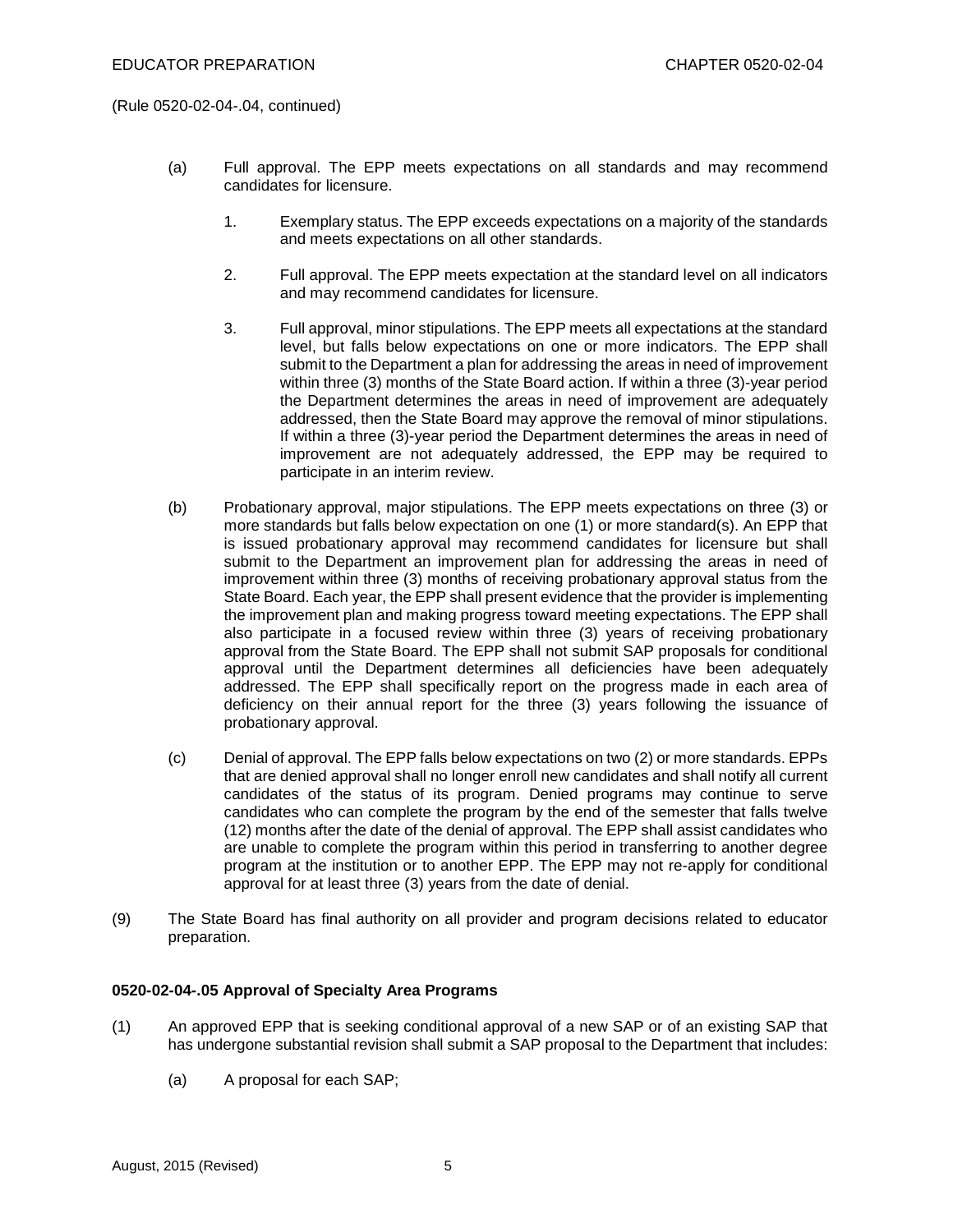(Rule 0520-02-04-.04, continued)

(a) Full approval. The EPP meets expectations on all standards and may recommend candidates for licensure.

1. Exemplary status. The EPP exceeds expectations on a majority of the standards and meets expectations on all other standards.

2. Full approval. The EPP meets expectation at the standard level on all indicators and may recommend candidates for licensure.

3. Full approval, minor stipulations. The EPP meets all expectations at the standard level, but falls below expectations on one or more indicators. The EPP shall submit to the Department a plan for addressing the areas in need of improvement within three (3) months of the State Board action. If within a three (3)-year period the Department determines the areas in need of improvement are adequately addressed, then the State Board may approve the removal of minor stipulations. If within a three (3)-year period the Department determines the areas in need of improvement are not adequately addressed, the EPP may be required to participate in an interim review.

(b) Probationary approval, major stipulations. The EPP meets expectations on three (3) or more standards but falls below expectation on one (1) or more standard(s). An EPP that is issued probationary approval may recommend candidates for licensure but shall submit to the Department an improvement plan for addressing the areas in need of improvement within three (3) months of receiving probationary approval status from the State Board. Each year, the EPP shall present evidence that the provider is implementing the improvement plan and making progress toward meeting expectations. The EPP shall also participate in a focused review within three (3) years of receiving probationary approval from the State Board. The EPP shall not submit SAP proposals for conditional approval until the Department determines all deficiencies have been adequately addressed. The EPP shall specifically report on the progress made in each area of deficiency on their annual report for the three (3) years following the issuance of probationary approval.

(c) Denial of approval. The EPP falls below expectations on two (2) or more standards. EPPs that are denied approval shall no longer enroll new candidates and shall notify all current candidates of the status of its program. Denied programs may continue to serve candidates who can complete the program by the end of the semester that falls twelve (12) months after the date of the denial of approval. The EPP shall assist candidates who are unable to complete the program within this period in transferring to another degree program at the institution or to another EPP. The EPP may not re-apply for conditional approval for at least three (3) years from the date of denial.

(9) The State Board has final authority on all provider and program decisions related to educator preparation.

**0520-02-04-.05 Approval of Specialty Area Programs**

(1) An approved EPP that is seeking conditional approval of a new SAP or of an existing SAP that has undergone substantial revision shall submit a SAP proposal to the Department that includes:

(a) A proposal for each SAP;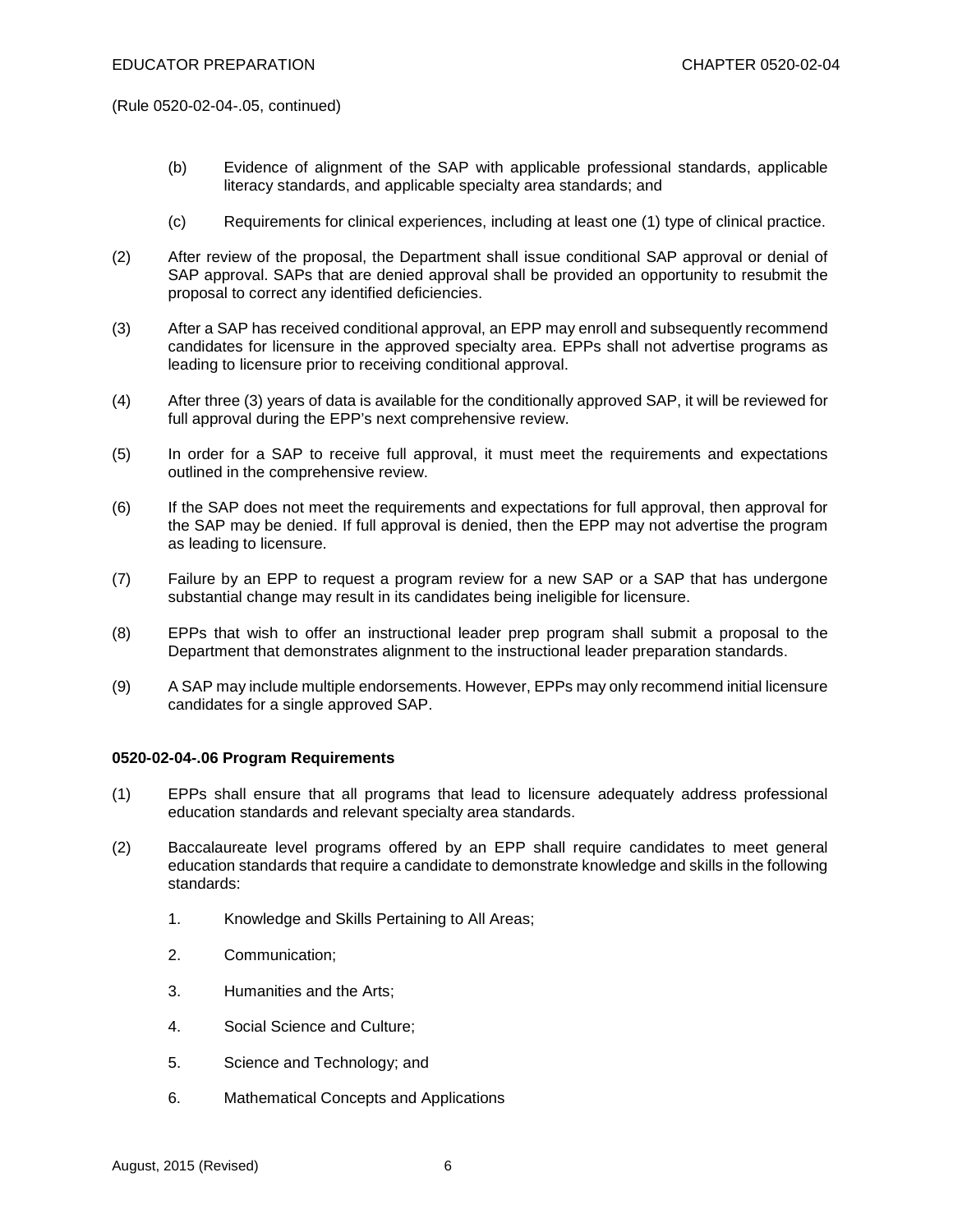(Rule 0520-02-04-.05, continued)

(b) Evidence of alignment of the SAP with applicable professional standards, applicable literacy standards, and applicable specialty area standards; and

(c) Requirements for clinical experiences, including at least one (1) type of clinical practice.

(2) After review of the proposal, the Department shall issue conditional SAP approval or denial of SAP approval. SAPs that are denied approval shall be provided an opportunity to resubmit the proposal to correct any identified deficiencies.

(3) After a SAP has received conditional approval, an EPP may enroll and subsequently recommend candidates for licensure in the approved specialty area. EPPs shall not advertise programs as leading to licensure prior to receiving conditional approval.

(4) After three (3) years of data is available for the conditionally approved SAP, it will be reviewed for full approval during the EPP's next comprehensive review.

(5) In order for a SAP to receive full approval, it must meet the requirements and expectations outlined in the comprehensive review.

(6) If the SAP does not meet the requirements and expectations for full approval, then approval for the SAP may be denied. If full approval is denied, then the EPP may not advertise the program as leading to licensure.

(7) Failure by an EPP to request a program review for a new SAP or a SAP that has undergone substantial change may result in its candidates being ineligible for licensure.

(8) EPPs that wish to offer an instructional leader prep program shall submit a proposal to the Department that demonstrates alignment to the instructional leader preparation standards.

(9) A SAP may include multiple endorsements. However, EPPs may only recommend initial licensure candidates for a single approved SAP.

**0520-02-04-.06 Program Requirements**

(1) EPPs shall ensure that all programs that lead to licensure adequately address professional education standards and relevant specialty area standards.

(2) Baccalaureate level programs offered by an EPP shall require candidates to meet general education standards that require a candidate to demonstrate knowledge and skills in the following standards:

1. Knowledge and Skills Pertaining to All Areas;

2. Communication;

3. Humanities and the Arts;

4. Social Science and Culture;

5. Science and Technology; and

6. Mathematical Concepts and Applications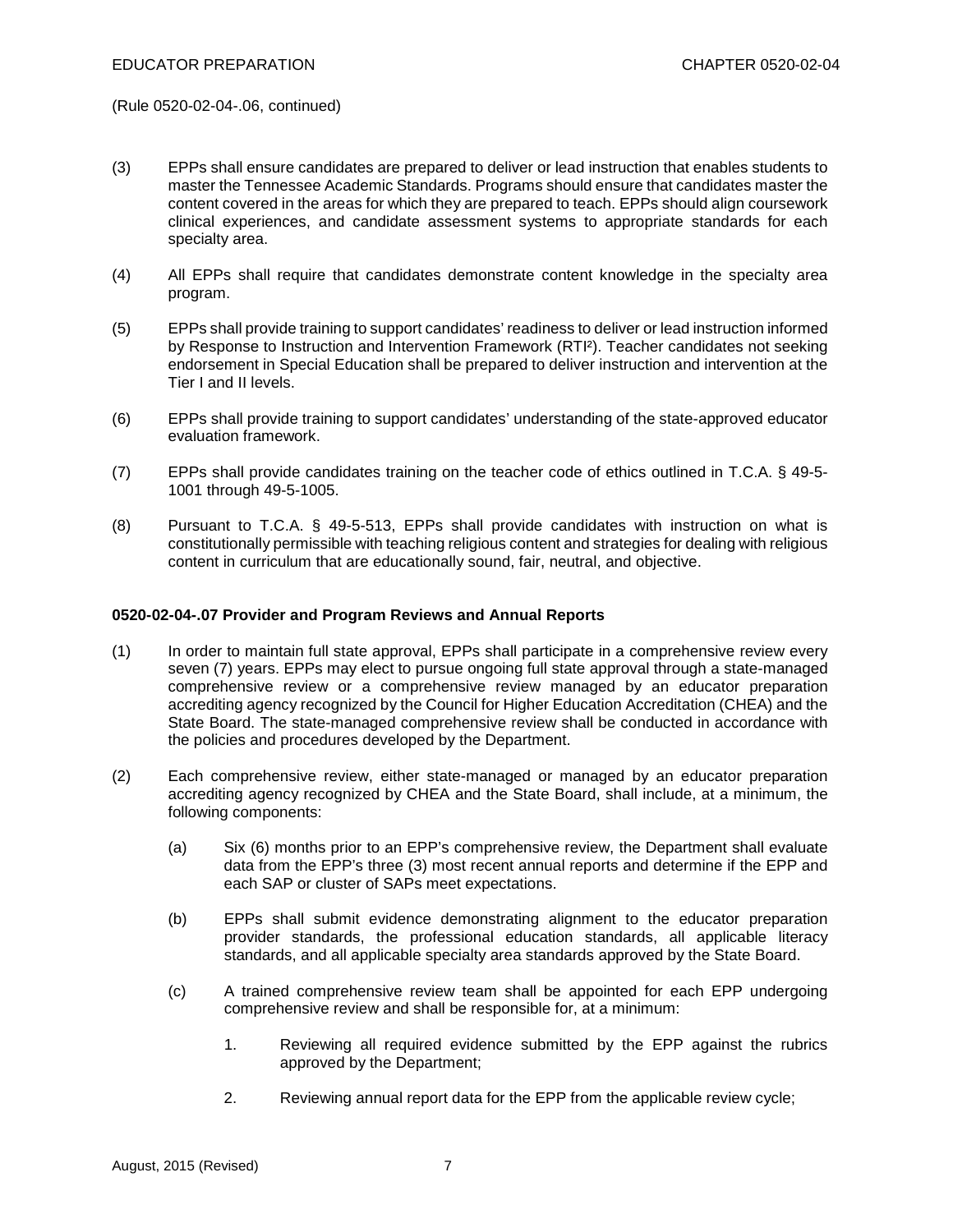(Rule 0520-02-04-.06, continued)

(3) EPPs shall ensure candidates are prepared to deliver or lead instruction that enables students to master the Tennessee Academic Standards. Programs should ensure that candidates master the content covered in the areas for which they are prepared to teach. EPPs should align coursework clinical experiences, and candidate assessment systems to appropriate standards for each specialty area.

(4) All EPPs shall require that candidates demonstrate content knowledge in the specialty area program.

(5) EPPs shall provide training to support candidates' readiness to deliver or lead instruction informed by Response to Instruction and Intervention Framework (RTI²). Teacher candidates not seeking endorsement in Special Education shall be prepared to deliver instruction and intervention at the Tier I and II levels.

(6) EPPs shall provide training to support candidates' understanding of the state-approved educator evaluation framework.

(7) EPPs shall provide candidates training on the teacher code of ethics outlined in T.C.A. § 49-5-1001 through 49-5-1005.

(8) Pursuant to T.C.A. § 49-5-513, EPPs shall provide candidates with instruction on what is constitutionally permissible with teaching religious content and strategies for dealing with religious content in curriculum that are educationally sound, fair, neutral, and objective.

**0520-02-04-.07 Provider and Program Reviews and Annual Reports**

(1) In order to maintain full state approval, EPPs shall participate in a comprehensive review every seven (7) years. EPPs may elect to pursue ongoing full state approval through a state-managed comprehensive review or a comprehensive review managed by an educator preparation accrediting agency recognized by the Council for Higher Education Accreditation (CHEA) and the State Board. The state-managed comprehensive review shall be conducted in accordance with the policies and procedures developed by the Department.

(2) Each comprehensive review, either state-managed or managed by an educator preparation accrediting agency recognized by CHEA and the State Board, shall include, at a minimum, the following components:

   (a) Six (6) months prior to an EPP's comprehensive review, the Department shall evaluate data from the EPP's three (3) most recent annual reports and determine if the EPP and each SAP or cluster of SAPs meet expectations.

   (b) EPPs shall submit evidence demonstrating alignment to the educator preparation provider standards, the professional education standards, all applicable literacy standards, and all applicable specialty area standards approved by the State Board.

   (c) A trained comprehensive review team shall be appointed for each EPP undergoing comprehensive review and shall be responsible for, at a minimum:

      1. Reviewing all required evidence submitted by the EPP against the rubrics approved by the Department;

      2. Reviewing annual report data for the EPP from the applicable review cycle;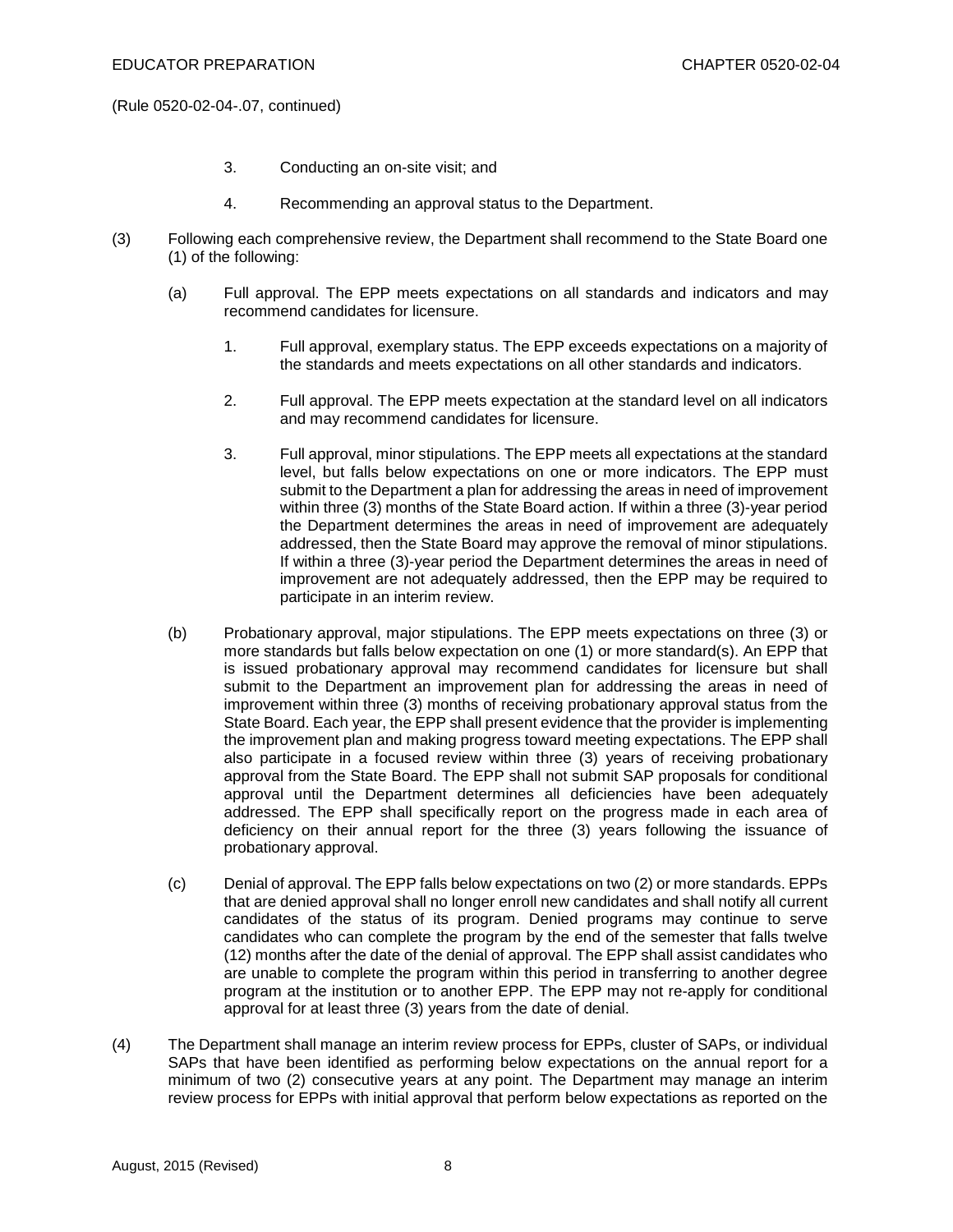(Rule 0520-02-04-.07, continued)

3. Conducting an on-site visit; and

4. Recommending an approval status to the Department.

(3) Following each comprehensive review, the Department shall recommend to the State Board one (1) of the following:

(a) Full approval. The EPP meets expectations on all standards and indicators and may recommend candidates for licensure.

1. Full approval, exemplary status. The EPP exceeds expectations on a majority of the standards and meets expectations on all other standards and indicators.

2. Full approval. The EPP meets expectation at the standard level on all indicators and may recommend candidates for licensure.

3. Full approval, minor stipulations. The EPP meets all expectations at the standard level, but falls below expectations on one or more indicators. The EPP must submit to the Department a plan for addressing the areas in need of improvement within three (3) months of the State Board action. If within a three (3)-year period the Department determines the areas in need of improvement are adequately addressed, then the State Board may approve the removal of minor stipulations. If within a three (3)-year period the Department determines the areas in need of improvement are not adequately addressed, then the EPP may be required to participate in an interim review.

(b) Probationary approval, major stipulations. The EPP meets expectations on three (3) or more standards but falls below expectation on one (1) or more standard(s). An EPP that is issued probationary approval may recommend candidates for licensure but shall submit to the Department an improvement plan for addressing the areas in need of improvement within three (3) months of receiving probationary approval status from the State Board. Each year, the EPP shall present evidence that the provider is implementing the improvement plan and making progress toward meeting expectations. The EPP shall also participate in a focused review within three (3) years of receiving probationary approval from the State Board. The EPP shall not submit SAP proposals for conditional approval until the Department determines all deficiencies have been adequately addressed. The EPP shall specifically report on the progress made in each area of deficiency on their annual report for the three (3) years following the issuance of probationary approval.

(c) Denial of approval. The EPP falls below expectations on two (2) or more standards. EPPs that are denied approval shall no longer enroll new candidates and shall notify all current candidates of the status of its program. Denied programs may continue to serve candidates who can complete the program by the end of the semester that falls twelve (12) months after the date of the denial of approval. The EPP shall assist candidates who are unable to complete the program within this period in transferring to another degree program at the institution or to another EPP. The EPP may not re-apply for conditional approval for at least three (3) years from the date of denial.

(4) The Department shall manage an interim review process for EPPs, cluster of SAPs, or individual SAPs that have been identified as performing below expectations on the annual report for a minimum of two (2) consecutive years at any point. The Department may manage an interim review process for EPPs with initial approval that perform below expectations as reported on the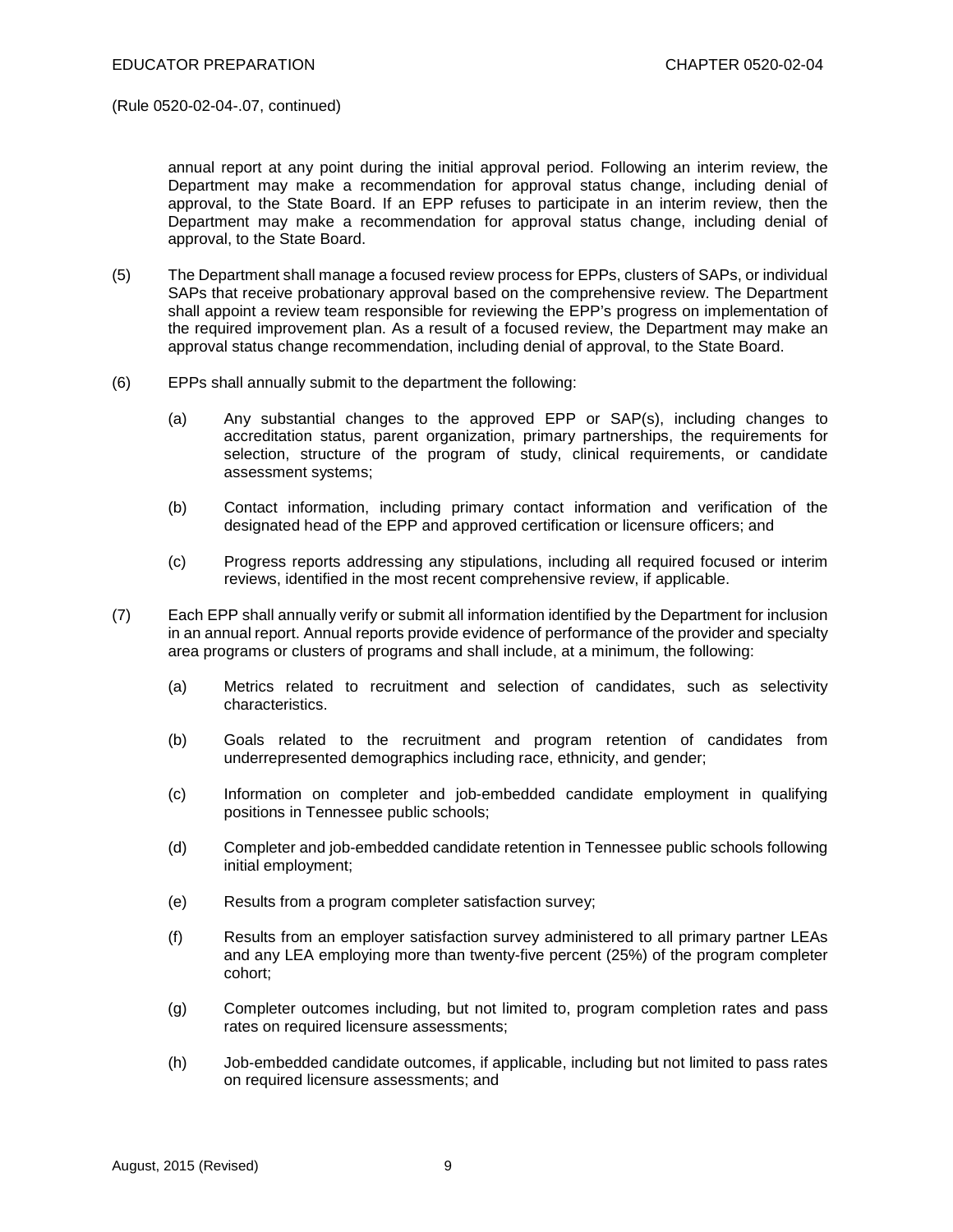(Rule 0520-02-04-.07, continued)

annual report at any point during the initial approval period. Following an interim review, the Department may make a recommendation for approval status change, including denial of approval, to the State Board. If an EPP refuses to participate in an interim review, then the Department may make a recommendation for approval status change, including denial of approval, to the State Board.

(5) The Department shall manage a focused review process for EPPs, clusters of SAPs, or individual SAPs that receive probationary approval based on the comprehensive review. The Department shall appoint a review team responsible for reviewing the EPP's progress on implementation of the required improvement plan. As a result of a focused review, the Department may make an approval status change recommendation, including denial of approval, to the State Board.

(6) EPPs shall annually submit to the department the following:

(a) Any substantial changes to the approved EPP or SAP(s), including changes to accreditation status, parent organization, primary partnerships, the requirements for selection, structure of the program of study, clinical requirements, or candidate assessment systems;

(b) Contact information, including primary contact information and verification of the designated head of the EPP and approved certification or licensure officers; and

(c) Progress reports addressing any stipulations, including all required focused or interim reviews, identified in the most recent comprehensive review, if applicable.

(7) Each EPP shall annually verify or submit all information identified by the Department for inclusion in an annual report. Annual reports provide evidence of performance of the provider and specialty area programs or clusters of programs and shall include, at a minimum, the following:

(a) Metrics related to recruitment and selection of candidates, such as selectivity characteristics.

(b) Goals related to the recruitment and program retention of candidates from underrepresented demographics including race, ethnicity, and gender;

(c) Information on completer and job-embedded candidate employment in qualifying positions in Tennessee public schools;

(d) Completer and job-embedded candidate retention in Tennessee public schools following initial employment;

(e) Results from a program completer satisfaction survey;

(f) Results from an employer satisfaction survey administered to all primary partner LEAs and any LEA employing more than twenty-five percent (25%) of the program completer cohort;

(g) Completer outcomes including, but not limited to, program completion rates and pass rates on required licensure assessments;

(h) Job-embedded candidate outcomes, if applicable, including but not limited to pass rates on required licensure assessments; and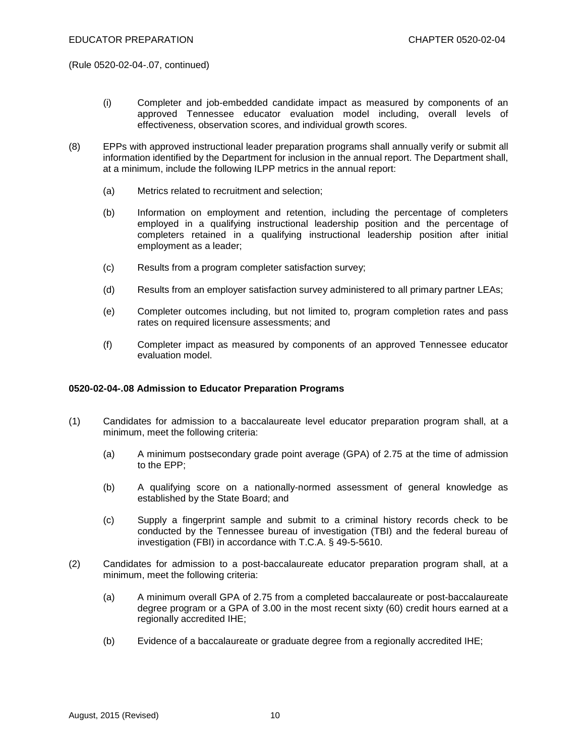(Rule 0520-02-04-.07, continued)

(i) Completer and job-embedded candidate impact as measured by components of an approved Tennessee educator evaluation model including, overall levels of effectiveness, observation scores, and individual growth scores.

(8) EPPs with approved instructional leader preparation programs shall annually verify or submit all information identified by the Department for inclusion in the annual report. The Department shall, at a minimum, include the following ILPP metrics in the annual report:

(a) Metrics related to recruitment and selection;

(b) Information on employment and retention, including the percentage of completers employed in a qualifying instructional leadership position and the percentage of completers retained in a qualifying instructional leadership position after initial employment as a leader;

(c) Results from a program completer satisfaction survey;

(d) Results from an employer satisfaction survey administered to all primary partner LEAs;

(e) Completer outcomes including, but not limited to, program completion rates and pass rates on required licensure assessments; and

(f) Completer impact as measured by components of an approved Tennessee educator evaluation model.

**0520-02-04-.08 Admission to Educator Preparation Programs**

(1) Candidates for admission to a baccalaureate level educator preparation program shall, at a minimum, meet the following criteria:

(a) A minimum postsecondary grade point average (GPA) of 2.75 at the time of admission to the EPP;

(b) A qualifying score on a nationally-normed assessment of general knowledge as established by the State Board; and

(c) Supply a fingerprint sample and submit to a criminal history records check to be conducted by the Tennessee bureau of investigation (TBI) and the federal bureau of investigation (FBI) in accordance with T.C.A. § 49-5-5610.

(2) Candidates for admission to a post-baccalaureate educator preparation program shall, at a minimum, meet the following criteria:

(a) A minimum overall GPA of 2.75 from a completed baccalaureate or post-baccalaureate degree program or a GPA of 3.00 in the most recent sixty (60) credit hours earned at a regionally accredited IHE;

(b) Evidence of a baccalaureate or graduate degree from a regionally accredited IHE;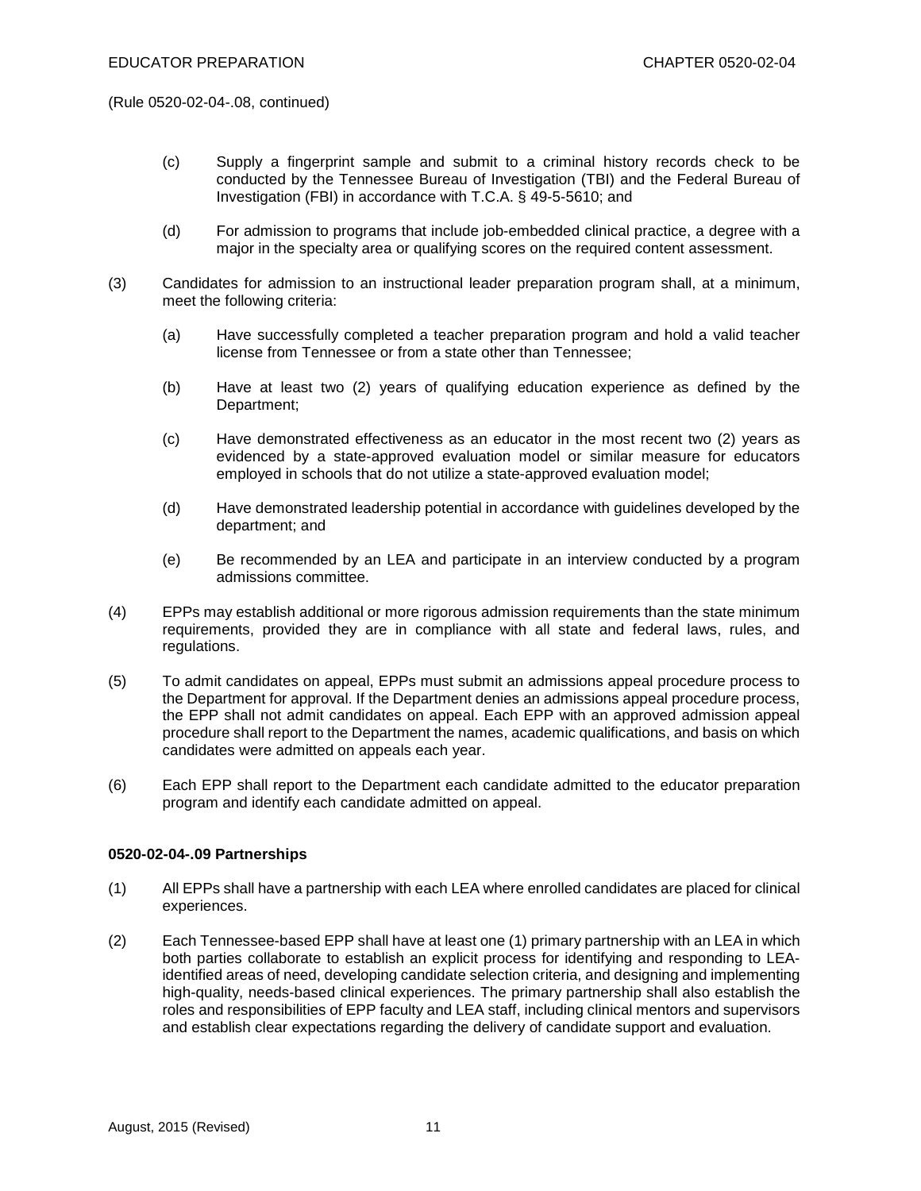(Rule 0520-02-04-.08, continued)

(c) Supply a fingerprint sample and submit to a criminal history records check to be conducted by the Tennessee Bureau of Investigation (TBI) and the Federal Bureau of Investigation (FBI) in accordance with T.C.A. § 49-5-5610; and

(d) For admission to programs that include job-embedded clinical practice, a degree with a major in the specialty area or qualifying scores on the required content assessment.

(3) Candidates for admission to an instructional leader preparation program shall, at a minimum, meet the following criteria:

(a) Have successfully completed a teacher preparation program and hold a valid teacher license from Tennessee or from a state other than Tennessee;

(b) Have at least two (2) years of qualifying education experience as defined by the Department;

(c) Have demonstrated effectiveness as an educator in the most recent two (2) years as evidenced by a state-approved evaluation model or similar measure for educators employed in schools that do not utilize a state-approved evaluation model;

(d) Have demonstrated leadership potential in accordance with guidelines developed by the department; and

(e) Be recommended by an LEA and participate in an interview conducted by a program admissions committee.

(4) EPPs may establish additional or more rigorous admission requirements than the state minimum requirements, provided they are in compliance with all state and federal laws, rules, and regulations.

(5) To admit candidates on appeal, EPPs must submit an admissions appeal procedure process to the Department for approval. If the Department denies an admissions appeal procedure process, the EPP shall not admit candidates on appeal. Each EPP with an approved admission appeal procedure shall report to the Department the names, academic qualifications, and basis on which candidates were admitted on appeals each year.

(6) Each EPP shall report to the Department each candidate admitted to the educator preparation program and identify each candidate admitted on appeal.

**0520-02-04-.09 Partnerships**

(1) All EPPs shall have a partnership with each LEA where enrolled candidates are placed for clinical experiences.

(2) Each Tennessee-based EPP shall have at least one (1) primary partnership with an LEA in which both parties collaborate to establish an explicit process for identifying and responding to LEA-identified areas of need, developing candidate selection criteria, and designing and implementing high-quality, needs-based clinical experiences. The primary partnership shall also establish the roles and responsibilities of EPP faculty and LEA staff, including clinical mentors and supervisors and establish clear expectations regarding the delivery of candidate support and evaluation.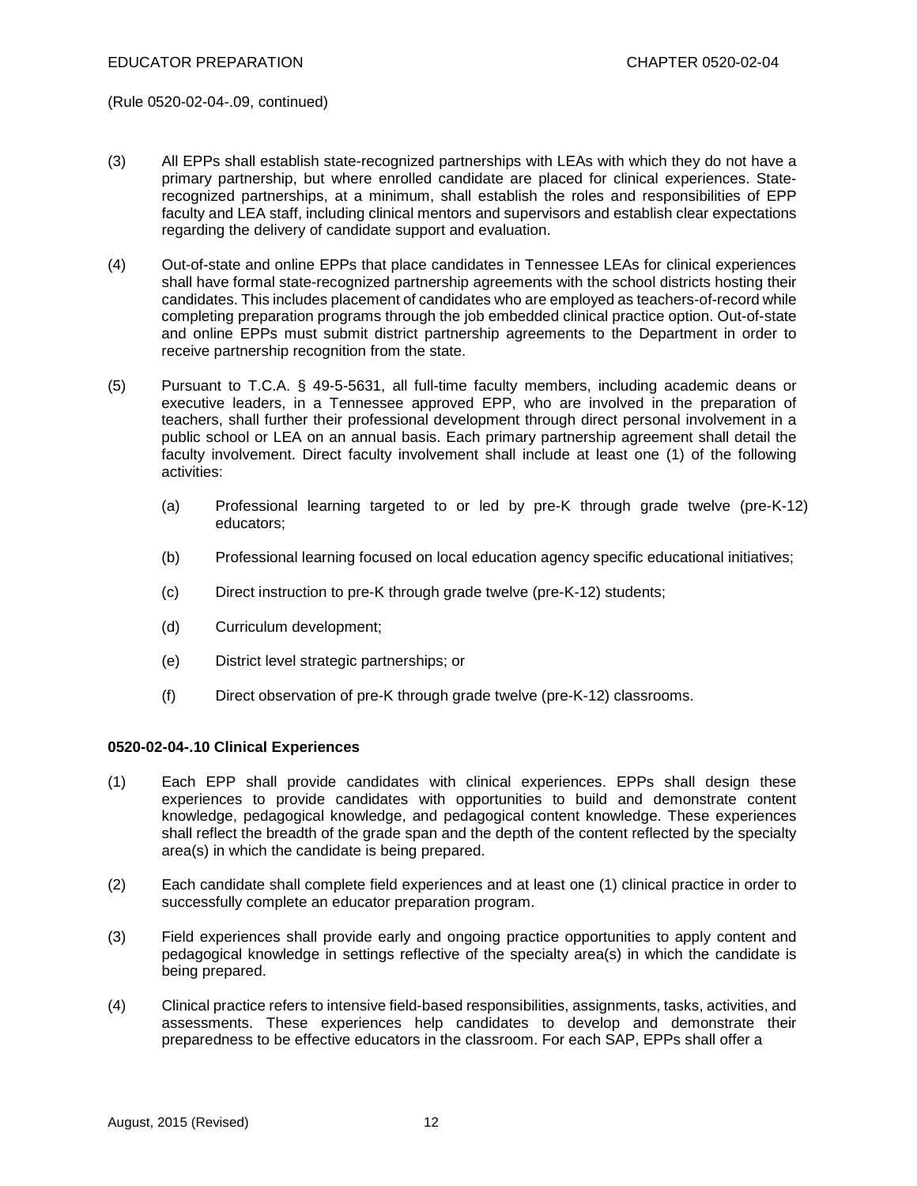(Rule 0520-02-04-.09, continued)

(3) All EPPs shall establish state-recognized partnerships with LEAs with which they do not have a primary partnership, but where enrolled candidate are placed for clinical experiences. State-recognized partnerships, at a minimum, shall establish the roles and responsibilities of EPP faculty and LEA staff, including clinical mentors and supervisors and establish clear expectations regarding the delivery of candidate support and evaluation.

(4) Out-of-state and online EPPs that place candidates in Tennessee LEAs for clinical experiences shall have formal state-recognized partnership agreements with the school districts hosting their candidates. This includes placement of candidates who are employed as teachers-of-record while completing preparation programs through the job embedded clinical practice option. Out-of-state and online EPPs must submit district partnership agreements to the Department in order to receive partnership recognition from the state.

(5) Pursuant to T.C.A. § 49-5-5631, all full-time faculty members, including academic deans or executive leaders, in a Tennessee approved EPP, who are involved in the preparation of teachers, shall further their professional development through direct personal involvement in a public school or LEA on an annual basis. Each primary partnership agreement shall detail the faculty involvement. Direct faculty involvement shall include at least one (1) of the following activities:

   (a) Professional learning targeted to or led by pre-K through grade twelve (pre-K-12) educators;

   (b) Professional learning focused on local education agency specific educational initiatives;

   (c) Direct instruction to pre-K through grade twelve (pre-K-12) students;

   (d) Curriculum development;

   (e) District level strategic partnerships; or

   (f) Direct observation of pre-K through grade twelve (pre-K-12) classrooms.

**0520-02-04-.10 Clinical Experiences**

(1) Each EPP shall provide candidates with clinical experiences. EPPs shall design these experiences to provide candidates with opportunities to build and demonstrate content knowledge, pedagogical knowledge, and pedagogical content knowledge. These experiences shall reflect the breadth of the grade span and the depth of the content reflected by the specialty area(s) in which the candidate is being prepared.

(2) Each candidate shall complete field experiences and at least one (1) clinical practice in order to successfully complete an educator preparation program.

(3) Field experiences shall provide early and ongoing practice opportunities to apply content and pedagogical knowledge in settings reflective of the specialty area(s) in which the candidate is being prepared.

(4) Clinical practice refers to intensive field-based responsibilities, assignments, tasks, activities, and assessments. These experiences help candidates to develop and demonstrate their preparedness to be effective educators in the classroom. For each SAP, EPPs shall offer a

August, 2015 (Revised)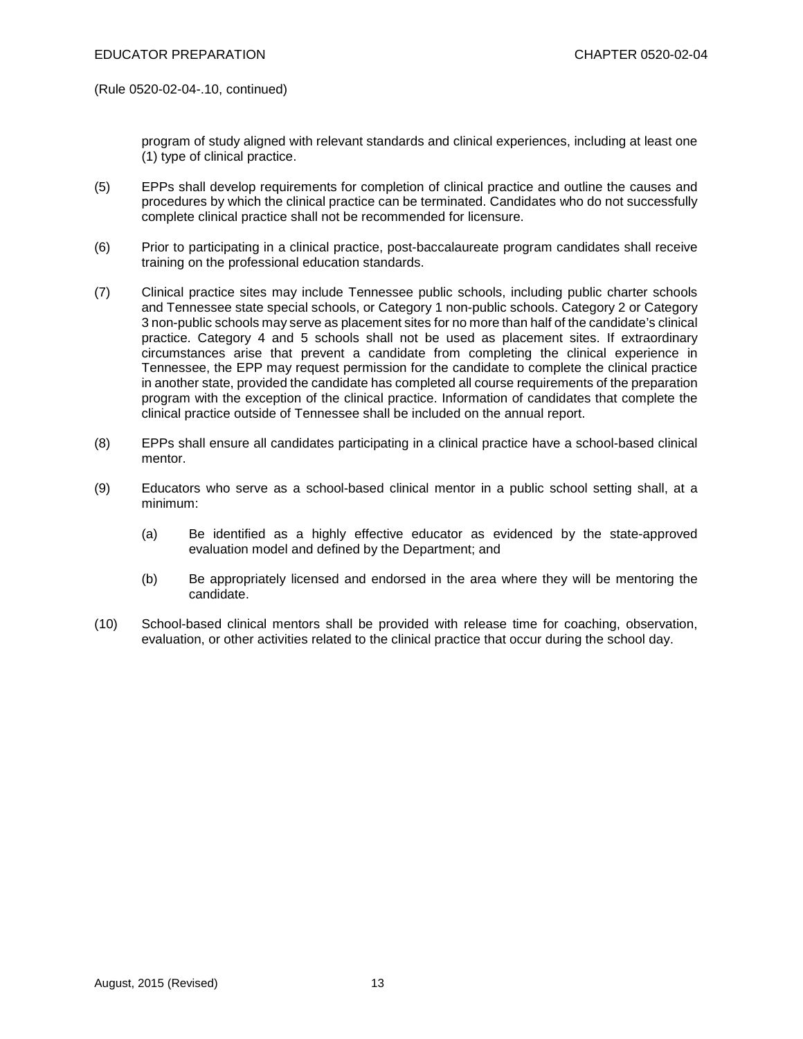(Rule 0520-02-04-.10, continued)

program of study aligned with relevant standards and clinical experiences, including at least one (1) type of clinical practice.

(5) EPPs shall develop requirements for completion of clinical practice and outline the causes and procedures by which the clinical practice can be terminated. Candidates who do not successfully complete clinical practice shall not be recommended for licensure.

(6) Prior to participating in a clinical practice, post-baccalaureate program candidates shall receive training on the professional education standards.

(7) Clinical practice sites may include Tennessee public schools, including public charter schools and Tennessee state special schools, or Category 1 non-public schools. Category 2 or Category 3 non-public schools may serve as placement sites for no more than half of the candidate's clinical practice. Category 4 and 5 schools shall not be used as placement sites. If extraordinary circumstances arise that prevent a candidate from completing the clinical experience in Tennessee, the EPP may request permission for the candidate to complete the clinical practice in another state, provided the candidate has completed all course requirements of the preparation program with the exception of the clinical practice. Information of candidates that complete the clinical practice outside of Tennessee shall be included on the annual report.

(8) EPPs shall ensure all candidates participating in a clinical practice have a school-based clinical mentor.

(9) Educators who serve as a school-based clinical mentor in a public school setting shall, at a minimum:

(a) Be identified as a highly effective educator as evidenced by the state-approved evaluation model and defined by the Department; and

(b) Be appropriately licensed and endorsed in the area where they will be mentoring the candidate.

(10) School-based clinical mentors shall be provided with release time for coaching, observation, evaluation, or other activities related to the clinical practice that occur during the school day.